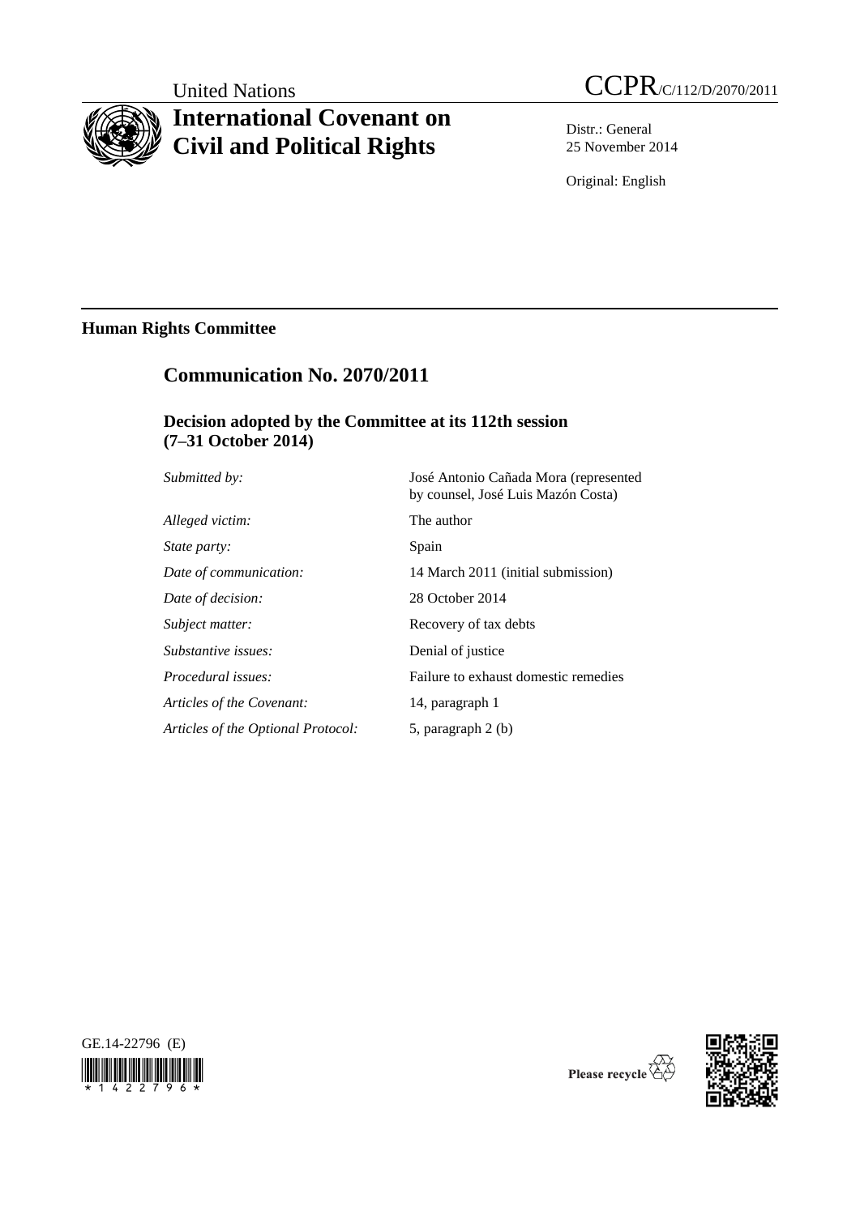United Nations

CCPR/C/112/D/2070/2011

# International Covenant on Civil and Political Rights

Distr.: General
25 November 2014

Original: English

**Human Rights Committee**

## Communication No. 2070/2011

### Decision adopted by the Committee at its 112th session (7–31 October 2014)

| | |
|---|---|
| *Submitted by:* | José Antonio Cañada Mora (represented by counsel, José Luis Mazón Costa) |
| *Alleged victim:* | The author |
| *State party:* | Spain |
| *Date of communication:* | 14 March 2011 (initial submission) |
| *Date of decision:* | 28 October 2014 |
| *Subject matter:* | Recovery of tax debts |
| *Substantive issues:* | Denial of justice |
| *Procedural issues:* | Failure to exhaust domestic remedies |
| *Articles of the Covenant:* | 14, paragraph 1 |
| *Articles of the Optional Protocol:* | 5, paragraph 2 (b) |

GE.14-22796 (E)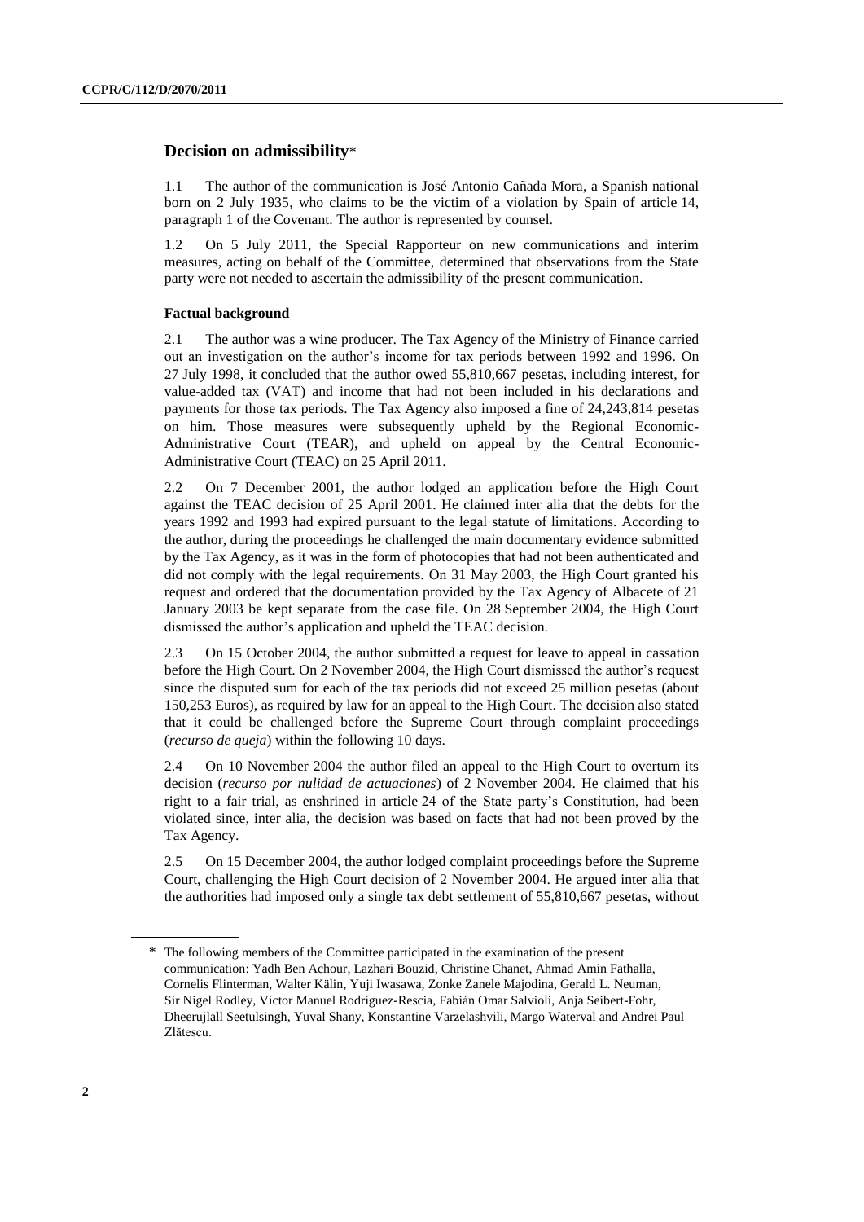## Decision on admissibility*

1.1 The author of the communication is José Antonio Cañada Mora, a Spanish national born on 2 July 1935, who claims to be the victim of a violation by Spain of article 14, paragraph 1 of the Covenant. The author is represented by counsel.

1.2 On 5 July 2011, the Special Rapporteur on new communications and interim measures, acting on behalf of the Committee, determined that observations from the State party were not needed to ascertain the admissibility of the present communication.

### Factual background

2.1 The author was a wine producer. The Tax Agency of the Ministry of Finance carried out an investigation on the author's income for tax periods between 1992 and 1996. On 27 July 1998, it concluded that the author owed 55,810,667 pesetas, including interest, for value-added tax (VAT) and income that had not been included in his declarations and payments for those tax periods. The Tax Agency also imposed a fine of 24,243,814 pesetas on him. Those measures were subsequently upheld by the Regional Economic-Administrative Court (TEAR), and upheld on appeal by the Central Economic-Administrative Court (TEAC) on 25 April 2011.

2.2 On 7 December 2001, the author lodged an application before the High Court against the TEAC decision of 25 April 2001. He claimed inter alia that the debts for the years 1992 and 1993 had expired pursuant to the legal statute of limitations. According to the author, during the proceedings he challenged the main documentary evidence submitted by the Tax Agency, as it was in the form of photocopies that had not been authenticated and did not comply with the legal requirements. On 31 May 2003, the High Court granted his request and ordered that the documentation provided by the Tax Agency of Albacete of 21 January 2003 be kept separate from the case file. On 28 September 2004, the High Court dismissed the author's application and upheld the TEAC decision.

2.3 On 15 October 2004, the author submitted a request for leave to appeal in cassation before the High Court. On 2 November 2004, the High Court dismissed the author's request since the disputed sum for each of the tax periods did not exceed 25 million pesetas (about 150,253 Euros), as required by law for an appeal to the High Court. The decision also stated that it could be challenged before the Supreme Court through complaint proceedings (*recurso de queja*) within the following 10 days.

2.4 On 10 November 2004 the author filed an appeal to the High Court to overturn its decision (*recurso por nulidad de actuaciones*) of 2 November 2004. He claimed that his right to a fair trial, as enshrined in article 24 of the State party's Constitution, had been violated since, inter alia, the decision was based on facts that had not been proved by the Tax Agency.

2.5 On 15 December 2004, the author lodged complaint proceedings before the Supreme Court, challenging the High Court decision of 2 November 2004. He argued inter alia that the authorities had imposed only a single tax debt settlement of 55,810,667 pesetas, without

---

\* The following members of the Committee participated in the examination of the present communication: Yadh Ben Achour, Lazhari Bouzid, Christine Chanet, Ahmad Amin Fathalla, Cornelis Flinterman, Walter Kälin, Yuji Iwasawa, Zonke Zanele Majodina, Gerald L. Neuman, Sir Nigel Rodley, Víctor Manuel Rodríguez-Rescia, Fabián Omar Salvioli, Anja Seibert-Fohr, Dheerujlall Seetulsingh, Yuval Shany, Konstantine Varzelashvili, Margo Waterval and Andrei Paul Zlătescu.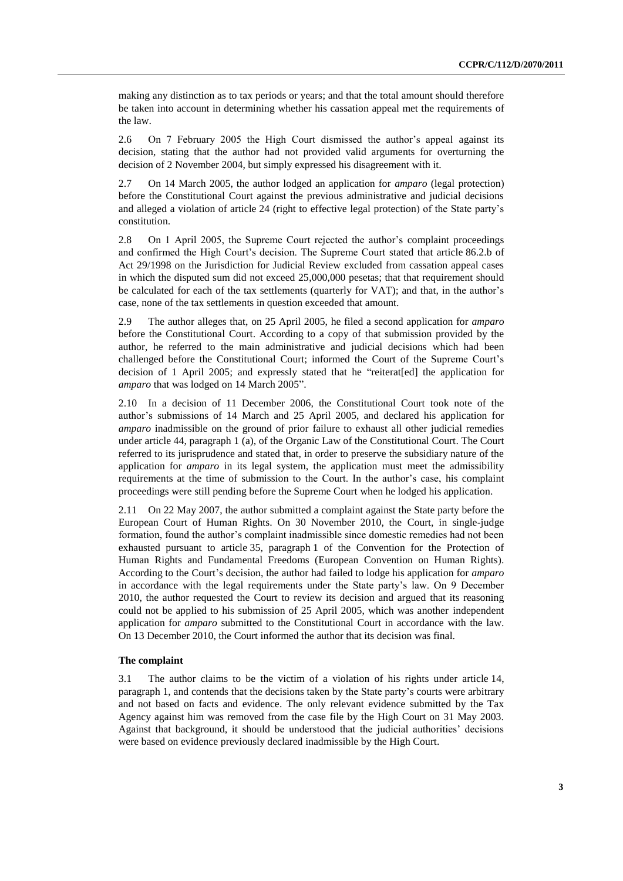making any distinction as to tax periods or years; and that the total amount should therefore be taken into account in determining whether his cassation appeal met the requirements of the law.

2.6 On 7 February 2005 the High Court dismissed the author's appeal against its decision, stating that the author had not provided valid arguments for overturning the decision of 2 November 2004, but simply expressed his disagreement with it.

2.7 On 14 March 2005, the author lodged an application for *amparo* (legal protection) before the Constitutional Court against the previous administrative and judicial decisions and alleged a violation of article 24 (right to effective legal protection) of the State party's constitution.

2.8 On 1 April 2005, the Supreme Court rejected the author's complaint proceedings and confirmed the High Court's decision. The Supreme Court stated that article 86.2.b of Act 29/1998 on the Jurisdiction for Judicial Review excluded from cassation appeal cases in which the disputed sum did not exceed 25,000,000 pesetas; that that requirement should be calculated for each of the tax settlements (quarterly for VAT); and that, in the author's case, none of the tax settlements in question exceeded that amount.

2.9 The author alleges that, on 25 April 2005, he filed a second application for *amparo* before the Constitutional Court. According to a copy of that submission provided by the author, he referred to the main administrative and judicial decisions which had been challenged before the Constitutional Court; informed the Court of the Supreme Court's decision of 1 April 2005; and expressly stated that he "reiterat[ed] the application for *amparo* that was lodged on 14 March 2005".

2.10 In a decision of 11 December 2006, the Constitutional Court took note of the author's submissions of 14 March and 25 April 2005, and declared his application for *amparo* inadmissible on the ground of prior failure to exhaust all other judicial remedies under article 44, paragraph 1 (a), of the Organic Law of the Constitutional Court. The Court referred to its jurisprudence and stated that, in order to preserve the subsidiary nature of the application for *amparo* in its legal system, the application must meet the admissibility requirements at the time of submission to the Court. In the author's case, his complaint proceedings were still pending before the Supreme Court when he lodged his application.

2.11 On 22 May 2007, the author submitted a complaint against the State party before the European Court of Human Rights. On 30 November 2010, the Court, in single-judge formation, found the author's complaint inadmissible since domestic remedies had not been exhausted pursuant to article 35, paragraph 1 of the Convention for the Protection of Human Rights and Fundamental Freedoms (European Convention on Human Rights). According to the Court's decision, the author had failed to lodge his application for *amparo* in accordance with the legal requirements under the State party's law. On 9 December 2010, the author requested the Court to review its decision and argued that its reasoning could not be applied to his submission of 25 April 2005, which was another independent application for *amparo* submitted to the Constitutional Court in accordance with the law. On 13 December 2010, the Court informed the author that its decision was final.

### The complaint

3.1 The author claims to be the victim of a violation of his rights under article 14, paragraph 1, and contends that the decisions taken by the State party's courts were arbitrary and not based on facts and evidence. The only relevant evidence submitted by the Tax Agency against him was removed from the case file by the High Court on 31 May 2003. Against that background, it should be understood that the judicial authorities' decisions were based on evidence previously declared inadmissible by the High Court.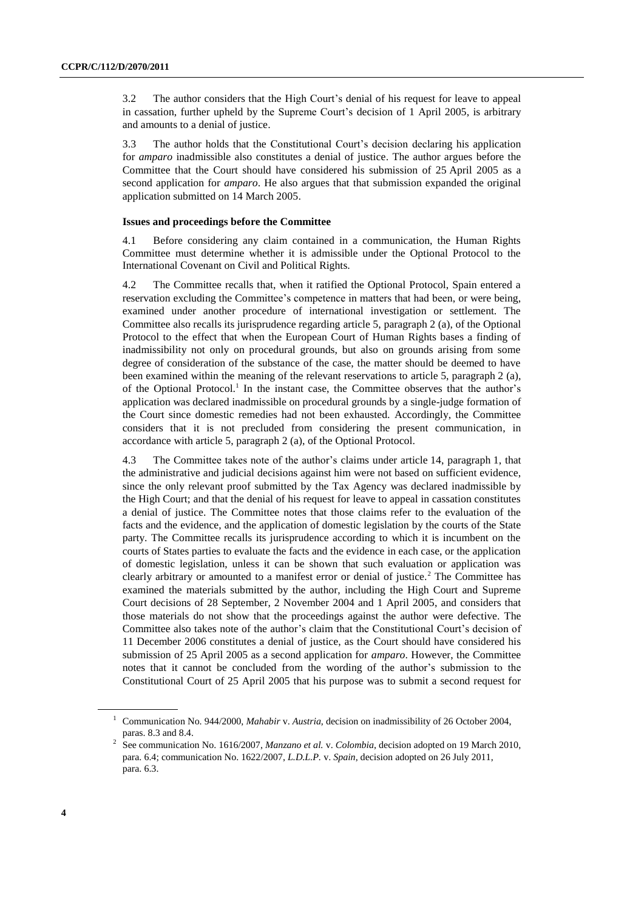3.2 The author considers that the High Court's denial of his request for leave to appeal in cassation, further upheld by the Supreme Court's decision of 1 April 2005, is arbitrary and amounts to a denial of justice.

3.3 The author holds that the Constitutional Court's decision declaring his application for *amparo* inadmissible also constitutes a denial of justice. The author argues before the Committee that the Court should have considered his submission of 25 April 2005 as a second application for *amparo*. He also argues that that submission expanded the original application submitted on 14 March 2005.

### Issues and proceedings before the Committee

4.1 Before considering any claim contained in a communication, the Human Rights Committee must determine whether it is admissible under the Optional Protocol to the International Covenant on Civil and Political Rights.

4.2 The Committee recalls that, when it ratified the Optional Protocol, Spain entered a reservation excluding the Committee's competence in matters that had been, or were being, examined under another procedure of international investigation or settlement. The Committee also recalls its jurisprudence regarding article 5, paragraph 2 (a), of the Optional Protocol to the effect that when the European Court of Human Rights bases a finding of inadmissibility not only on procedural grounds, but also on grounds arising from some degree of consideration of the substance of the case, the matter should be deemed to have been examined within the meaning of the relevant reservations to article 5, paragraph 2 (a), of the Optional Protocol.[1] In the instant case, the Committee observes that the author's application was declared inadmissible on procedural grounds by a single-judge formation of the Court since domestic remedies had not been exhausted. Accordingly, the Committee considers that it is not precluded from considering the present communication, in accordance with article 5, paragraph 2 (a), of the Optional Protocol.

4.3 The Committee takes note of the author's claims under article 14, paragraph 1, that the administrative and judicial decisions against him were not based on sufficient evidence, since the only relevant proof submitted by the Tax Agency was declared inadmissible by the High Court; and that the denial of his request for leave to appeal in cassation constitutes a denial of justice. The Committee notes that those claims refer to the evaluation of the facts and the evidence, and the application of domestic legislation by the courts of the State party. The Committee recalls its jurisprudence according to which it is incumbent on the courts of States parties to evaluate the facts and the evidence in each case, or the application of domestic legislation, unless it can be shown that such evaluation or application was clearly arbitrary or amounted to a manifest error or denial of justice.[2] The Committee has examined the materials submitted by the author, including the High Court and Supreme Court decisions of 28 September, 2 November 2004 and 1 April 2005, and considers that those materials do not show that the proceedings against the author were defective. The Committee also takes note of the author's claim that the Constitutional Court's decision of 11 December 2006 constitutes a denial of justice, as the Court should have considered his submission of 25 April 2005 as a second application for *amparo*. However, the Committee notes that it cannot be concluded from the wording of the author's submission to the Constitutional Court of 25 April 2005 that his purpose was to submit a second request for

---

[1] Communication No. 944/2000, *Mahabir* v. *Austria*, decision on inadmissibility of 26 October 2004, paras. 8.3 and 8.4.

[2] See communication No. 1616/2007, *Manzano et al.* v. *Colombia*, decision adopted on 19 March 2010, para. 6.4; communication No. 1622/2007, *L.D.L.P.* v. *Spain*, decision adopted on 26 July 2011, para. 6.3.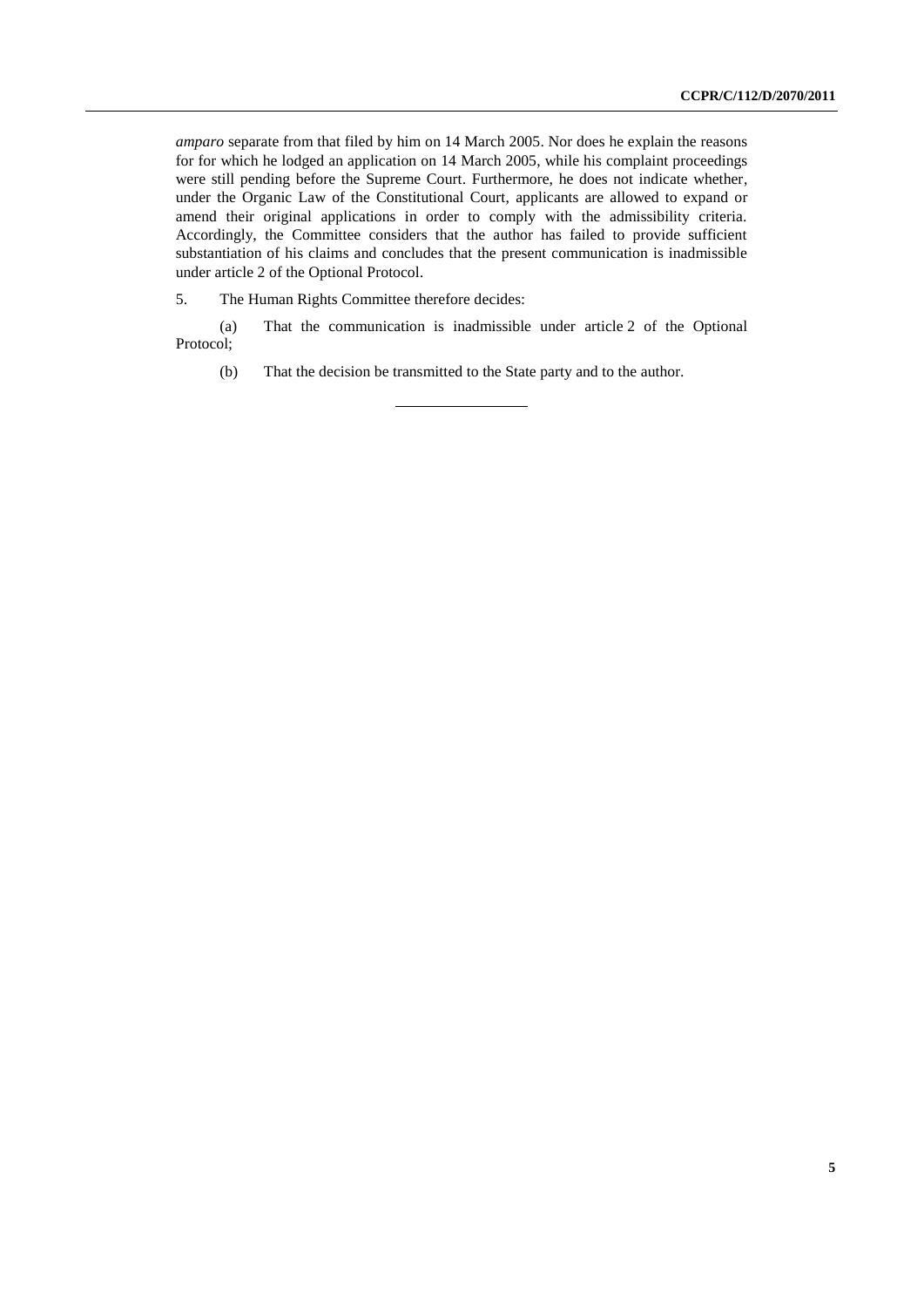*amparo* separate from that filed by him on 14 March 2005. Nor does he explain the reasons for for which he lodged an application on 14 March 2005, while his complaint proceedings were still pending before the Supreme Court. Furthermore, he does not indicate whether, under the Organic Law of the Constitutional Court, applicants are allowed to expand or amend their original applications in order to comply with the admissibility criteria. Accordingly, the Committee considers that the author has failed to provide sufficient substantiation of his claims and concludes that the present communication is inadmissible under article 2 of the Optional Protocol.

5. The Human Rights Committee therefore decides:

(a) That the communication is inadmissible under article 2 of the Optional Protocol;

(b) That the decision be transmitted to the State party and to the author.